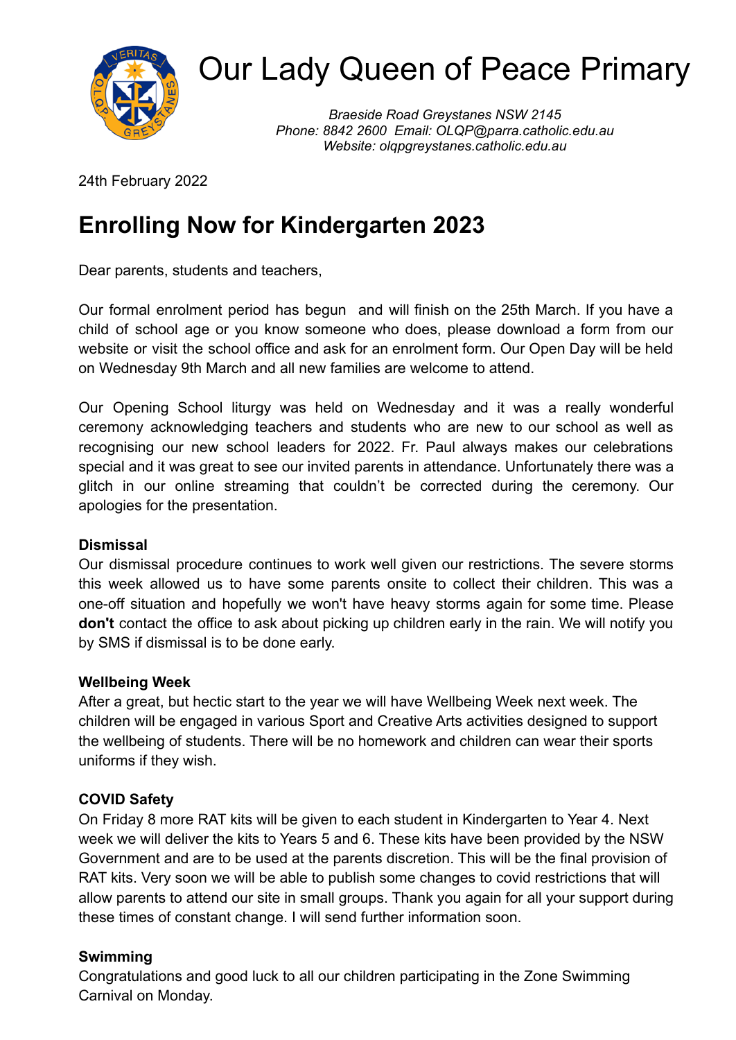# Our Lady Queen of Peace Primary

*Braeside Road Greystanes NSW 2145*
*Phone: 8842 2600 Email: OLQP@parra.catholic.edu.au*
*Website: olqpgreystanes.catholic.edu.au*

24th February 2022

## Enrolling Now for Kindergarten 2023

Dear parents, students and teachers,

Our formal enrolment period has begun and will finish on the 25th March. If you have a child of school age or you know someone who does, please download a form from our website or visit the school office and ask for an enrolment form. Our Open Day will be held on Wednesday 9th March and all new families are welcome to attend.

Our Opening School liturgy was held on Wednesday and it was a really wonderful ceremony acknowledging teachers and students who are new to our school as well as recognising our new school leaders for 2022. Fr. Paul always makes our celebrations special and it was great to see our invited parents in attendance. Unfortunately there was a glitch in our online streaming that couldn't be corrected during the ceremony. Our apologies for the presentation.

**Dismissal**
Our dismissal procedure continues to work well given our restrictions. The severe storms this week allowed us to have some parents onsite to collect their children. This was a one-off situation and hopefully we won't have heavy storms again for some time. Please **don't** contact the office to ask about picking up children early in the rain. We will notify you by SMS if dismissal is to be done early.

**Wellbeing Week**
After a great, but hectic start to the year we will have Wellbeing Week next week. The children will be engaged in various Sport and Creative Arts activities designed to support the wellbeing of students. There will be no homework and children can wear their sports uniforms if they wish.

**COVID Safety**
On Friday 8 more RAT kits will be given to each student in Kindergarten to Year 4. Next week we will deliver the kits to Years 5 and 6. These kits have been provided by the NSW Government and are to be used at the parents discretion. This will be the final provision of RAT kits. Very soon we will be able to publish some changes to covid restrictions that will allow parents to attend our site in small groups. Thank you again for all your support during these times of constant change. I will send further information soon.

**Swimming**
Congratulations and good luck to all our children participating in the Zone Swimming Carnival on Monday.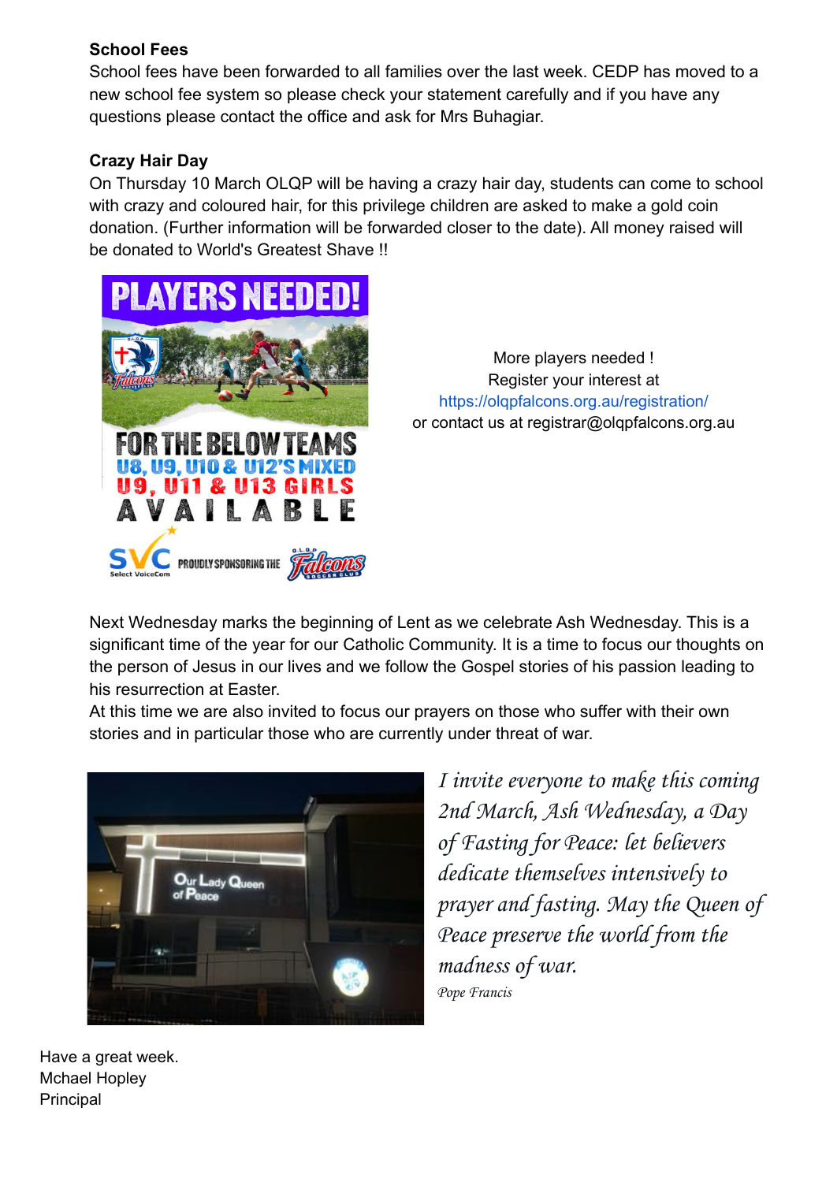**School Fees**

School fees have been forwarded to all families over the last week. CEDP has moved to a new school fee system so please check your statement carefully and if you have any questions please contact the office and ask for Mrs Buhagiar.

**Crazy Hair Day**

On Thursday 10 March OLQP will be having a crazy hair day, students can come to school with crazy and coloured hair, for this privilege children are asked to make a gold coin donation. (Further information will be forwarded closer to the date). All money raised will be donated to World's Greatest Shave !!

More players needed !
Register your interest at
https://olqpfalcons.org.au/registration/
or contact us at registrar@olqpfalcons.org.au

Next Wednesday marks the beginning of Lent as we celebrate Ash Wednesday. This is a significant time of the year for our Catholic Community. It is a time to focus our thoughts on the person of Jesus in our lives and we follow the Gospel stories of his passion leading to his resurrection at Easter.

At this time we are also invited to focus our prayers on those who suffer with their own stories and in particular those who are currently under threat of war.

*I invite everyone to make this coming 2nd March, Ash Wednesday, a Day of Fasting for Peace: let believers dedicate themselves intensively to prayer and fasting. May the Queen of Peace preserve the world from the madness of war.*

*Pope Francis*

Have a great week.
Mchael Hopley
Principal